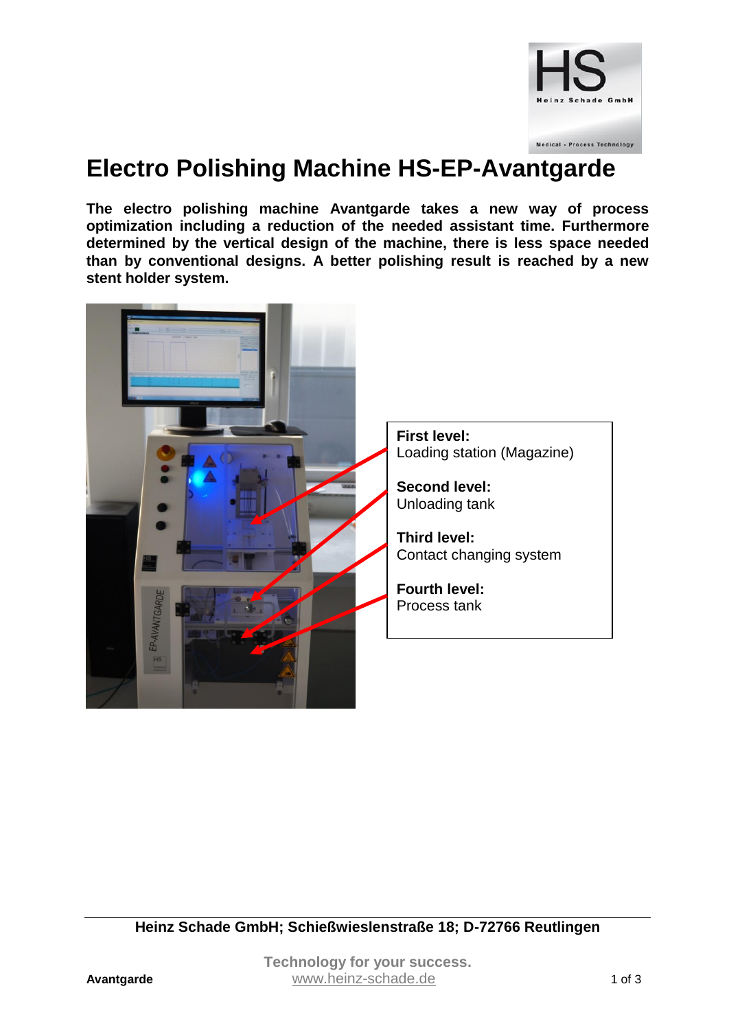# Electro Polishing Machine HS-EP-Avantgarde

**The electro polishing machine Avantgarde takes a new way of process optimization including a reduction of the needed assistant time. Furthermore determined by the vertical design of the machine, there is less space needed than by conventional designs. A better polishing result is reached by a new stent holder system.**

**First level:**
Loading station (Magazine)

**Second level:**
Unloading tank

**Third level:**
Contact changing system

**Fourth level:**
Process tank

**Heinz Schade GmbH; Schießwieslenstraße 18; D-72766 Reutlingen**

Technology for your success.
www.heinz-schade.de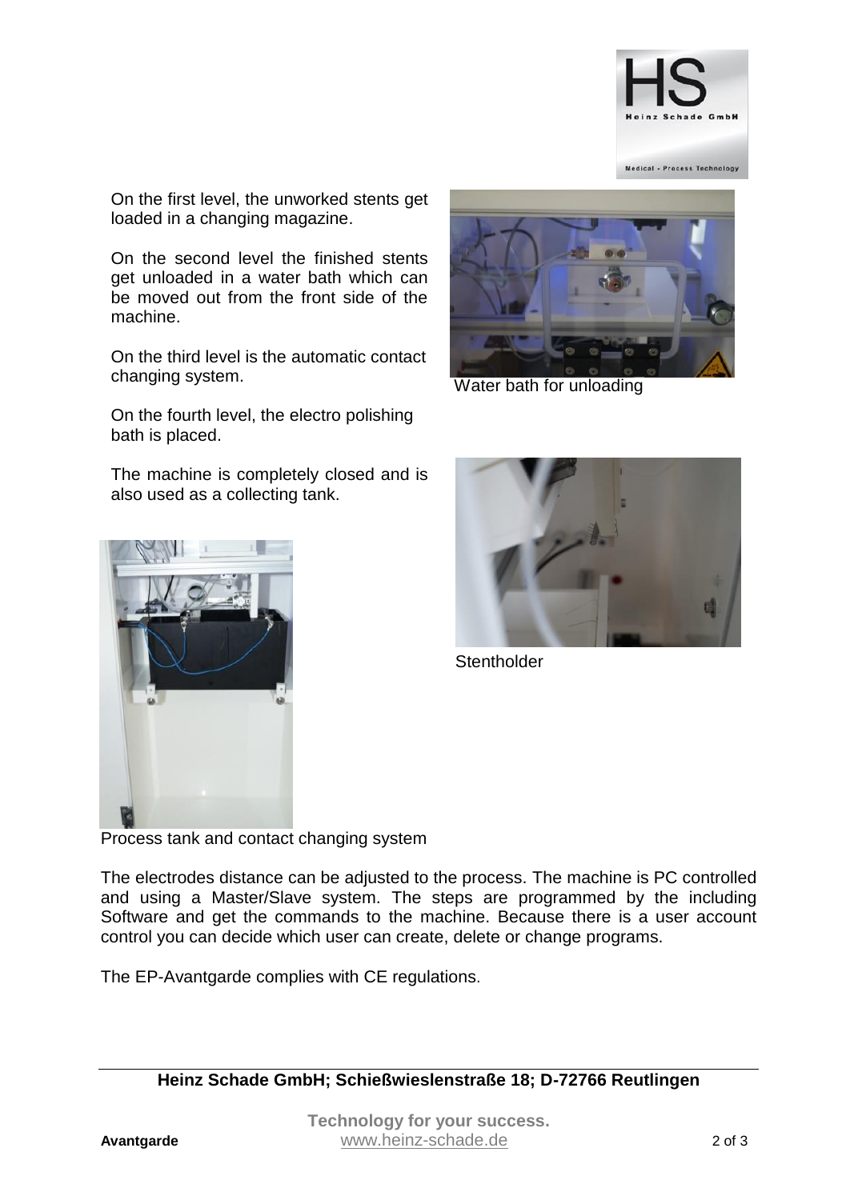On the first level, the unworked stents get loaded in a changing magazine.

On the second level the finished stents get unloaded in a water bath which can be moved out from the front side of the machine.

On the third level is the automatic contact changing system.

On the fourth level, the electro polishing bath is placed.

The machine is completely closed and is also used as a collecting tank.

Water bath for unloading

Stentholder

Process tank and contact changing system

The electrodes distance can be adjusted to the process. The machine is PC controlled and using a Master/Slave system. The steps are programmed by the including Software and get the commands to the machine. Because there is a user account control you can decide which user can create, delete or change programs.

The EP-Avantgarde complies with CE regulations.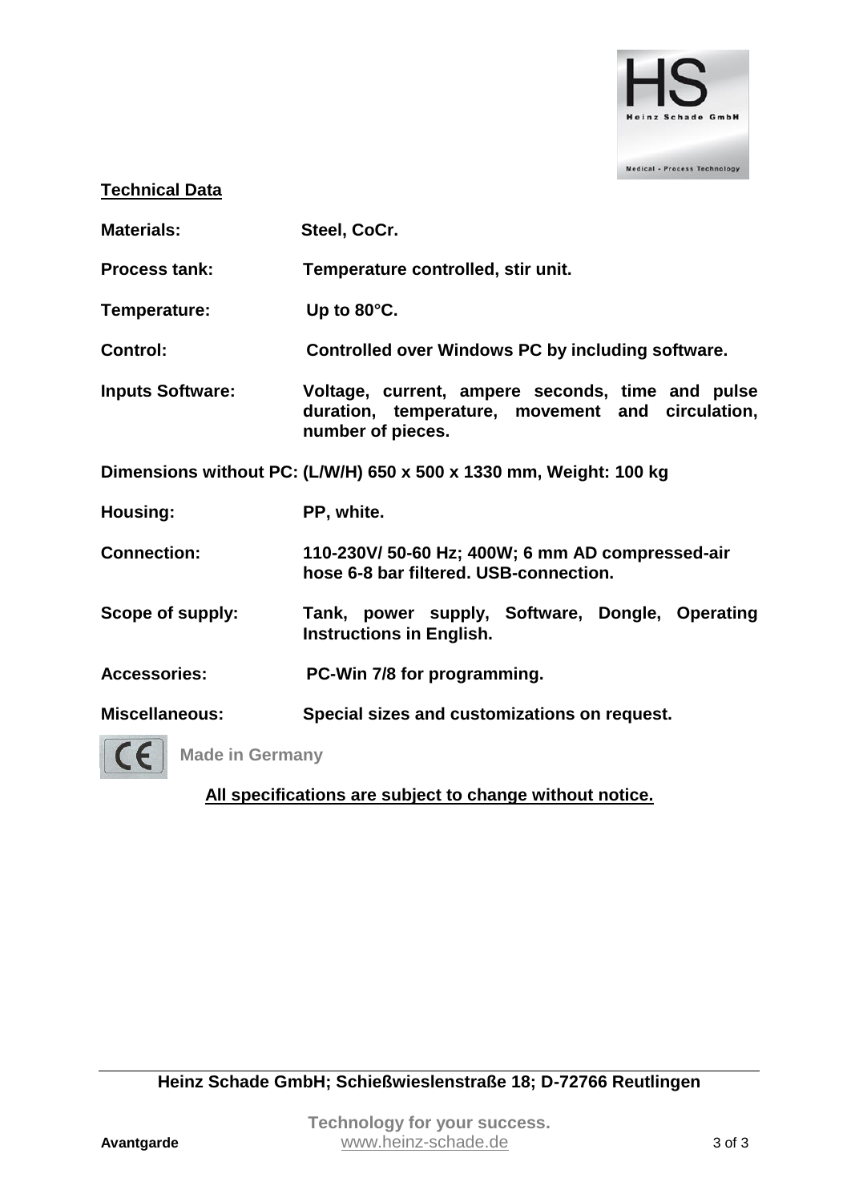## Technical Data

**Materials:** Steel, CoCr.

**Process tank:** Temperature controlled, stir unit.

**Temperature:** Up to 80°C.

**Control:** Controlled over Windows PC by including software.

**Inputs Software:** Voltage, current, ampere seconds, time and pulse duration, temperature, movement and circulation, number of pieces.

**Dimensions without PC:** (L/W/H) 650 x 500 x 1330 mm, Weight: 100 kg

**Housing:** PP, white.

**Connection:** 110-230V/ 50-60 Hz; 400W; 6 mm AD compressed-air hose 6-8 bar filtered. USB-connection.

**Scope of supply:** Tank, power supply, Software, Dongle, Operating Instructions in English.

**Accessories:** PC-Win 7/8 for programming.

**Miscellaneous:** Special sizes and customizations on request.

CE Made in Germany

**All specifications are subject to change without notice.**

---

**Heinz Schade GmbH; Schießwieslenstraße 18; D-72766 Reutlingen**

Technology for your success.

www.heinz-schade.de